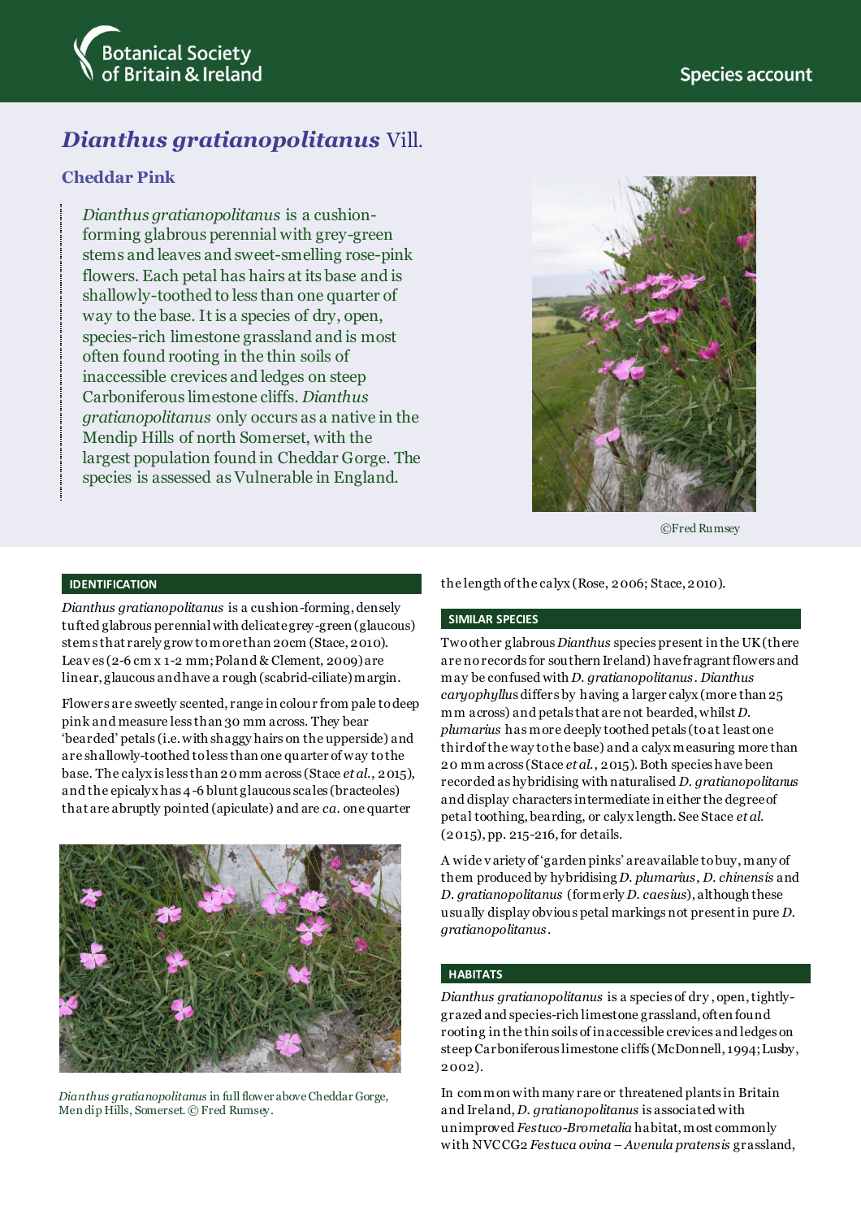Botanical Society of Britain & Ireland

Species account

# *Dianthus gratianopolitanus* Vill.

## Cheddar Pink

*Dianthus gratianopolitanus* is a cushion-forming glabrous perennial with grey-green stems and leaves and sweet-smelling rose-pink flowers. Each petal has hairs at its base and is shallowly-toothed to less than one quarter of way to the base. It is a species of dry, open, species-rich limestone grassland and is most often found rooting in the thin soils of inaccessible crevices and ledges on steep Carboniferous limestone cliffs. *Dianthus gratianopolitanus* only occurs as a native in the Mendip Hills of north Somerset, with the largest population found in Cheddar Gorge. The species is assessed as Vulnerable in England.

©Fred Rumsey

### IDENTIFICATION

*Dianthus gratianopolitanus* is a cushion-forming, densely tufted glabrous perennial with delicate grey-green (glaucous) stems that rarely grow to more than 20cm (Stace, 2010). Leaves (2-6 cm x 1-2 mm; Poland & Clement, 2009) are linear, glaucous and have a rough (scabrid-ciliate) margin.

Flowers are sweetly scented, range in colour from pale to deep pink and measure less than 30 mm across. They bear 'bearded' petals (i.e. with shaggy hairs on the upperside) and are shallowly-toothed to less than one quarter of way to the base. The calyx is less than 20 mm across (Stace *et al.*, 2015), and the epicalyx has 4-6 blunt glaucous scales (bracteoles) that are abruptly pointed (apiculate) and are *ca*. one quarter the length of the calyx (Rose, 2006; Stace, 2010).

*Dianthus gratianopolitanus* in full flower above Cheddar Gorge, Mendip Hills, Somerset. © Fred Rumsey.

### SIMILAR SPECIES

Two other glabrous *Dianthus* species present in the UK (there are no records for southern Ireland) have fragrant flowers and may be confused with *D. gratianopolitanus*. *Dianthus caryophyllus* differs by having a larger calyx (more than 25 mm across) and petals that are not bearded, whilst *D. plumarius* has more deeply toothed petals (to at least one third of the way to the base) and a calyx measuring more than 20 mm across (Stace *et al.*, 2015). Both species have been recorded as hybridising with naturalised *D. gratianopolitanus* and display characters intermediate in either the degree of petal toothing, bearding, or calyx length. See Stace *et al.* (2015), pp. 215-216, for details.

A wide variety of 'garden pinks' are available to buy, many of them produced by hybridising *D. plumarius*, *D. chinensis* and *D. gratianopolitanus* (formerly *D. caesius*), although these usually display obvious petal markings not present in pure *D. gratianopolitanus*.

### HABITATS

*Dianthus gratianopolitanus* is a species of dry, open, tightly-grazed and species-rich limestone grassland, often found rooting in the thin soils of inaccessible crevices and ledges on steep Carboniferous limestone cliffs (McDonnell, 1994; Lusby, 2002).

In common with many rare or threatened plants in Britain and Ireland, *D. gratianopolitanus* is associated with unimproved *Festuco-Brometalia* habitat, most commonly with NVC CG2 *Festuca ovina – Avenula pratensis* grassland,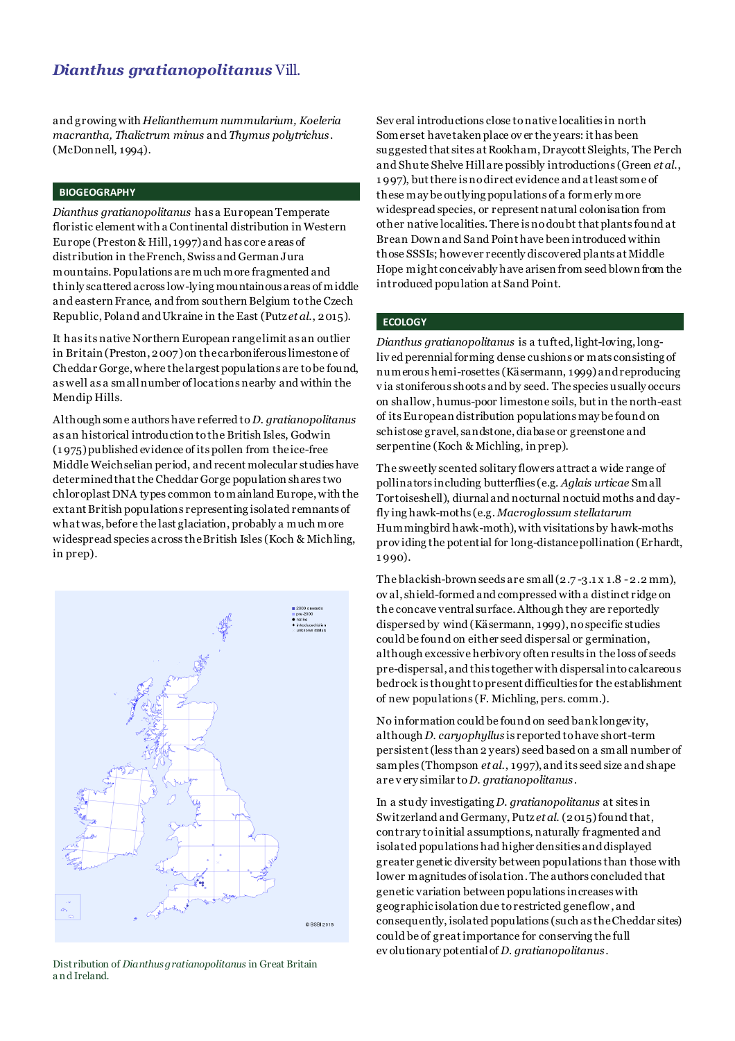and growing with *Helianthemum nummularium, Koeleria macrantha, Thalictrum minus* and *Thymus polytrichus*. (McDonnell, 1994).

## BIOGEOGRAPHY

*Dianthus gratianopolitanus* has a European Temperate floristic element with a Continental distribution in Western Europe (Preston & Hill, 1997) and has core areas of distribution in the French, Swiss and German Jura mountains. Populations are much more fragmented and thinly scattered across low-lying mountainous areas of middle and eastern France, and from southern Belgium to the Czech Republic, Poland and Ukraine in the East (Putz *et al.*, 2015).

It has its native Northern European range limit as an outlier in Britain (Preston, 2007) on the carboniferous limestone of Cheddar Gorge, where the largest populations are to be found, as well as a small number of locations nearby and within the Mendip Hills.

Although some authors have referred to *D. gratianopolitanus* as an historical introduction to the British Isles, Godwin (1975) published evidence of its pollen from the ice-free Middle Weichselian period, and recent molecular studies have determined that the Cheddar Gorge population shares two chloroplast DNA types common to mainland Europe, with the extant British populations representing isolated remnants of what was, before the last glaciation, probably a much more widespread species across the British Isles (Koch & Michling, in prep).

Distribution of *Dianthus gratianopolitanus* in Great Britain and Ireland.

Several introductions close to native localities in north Somerset have taken place over the years: it has been suggested that sites at Rookham, Draycott Sleights, The Perch and Shute Shelve Hill are possibly introductions (Green *et al.*, 1997), but there is no direct evidence and at least some of these may be outlying populations of a formerly more widespread species, or represent natural colonisation from other native localities. There is no doubt that plants found at Brean Down and Sand Point have been introduced within those SSSIs; however recently discovered plants at Middle Hope might conceivably have arisen from seed blown from the introduced population at Sand Point.

## ECOLOGY

*Dianthus gratianopolitanus* is a tufted, light-loving, long-lived perennial forming dense cushions or mats consisting of numerous hemi-rosettes (Käsermann, 1999) and reproducing via stoniferous shoots and by seed. The species usually occurs on shallow, humus-poor limestone soils, but in the north-east of its European distribution populations may be found on schistose gravel, sandstone, diabase or greenstone and serpentine (Koch & Michling, in prep).

The sweetly scented solitary flowers attract a wide range of pollinators including butterflies (e.g. *Aglais urticae* Small Tortoiseshell), diurnal and nocturnal noctuid moths and day-flying hawk-moths (e.g. *Macroglossum stellatarum* Hummingbird hawk-moth), with visitations by hawk-moths providing the potential for long-distance pollination (Erhardt, 1990).

The blackish-brown seeds are small (2.7-3.1 x 1.8-2.2 mm), oval, shield-formed and compressed with a distinct ridge on the concave ventral surface. Although they are reportedly dispersed by wind (Käsermann, 1999), no specific studies could be found on either seed dispersal or germination, although excessive herbivory often results in the loss of seeds pre-dispersal, and this together with dispersal into calcareous bedrock is thought to present difficulties for the establishment of new populations (F. Michling, pers. comm.).

No information could be found on seed bank longevity, although *D. caryophyllus* is reported to have short-term persistent (less than 2 years) seed based on a small number of samples (Thompson *et al.*, 1997), and its seed size and shape are very similar to *D. gratianopolitanus*.

In a study investigating *D. gratianopolitanus* at sites in Switzerland and Germany, Putz *et al.* (2015) found that, contrary to initial assumptions, naturally fragmented and isolated populations had higher densities and displayed greater genetic diversity between populations than those with lower magnitudes of isolation. The authors concluded that genetic variation between populations increases with geographic isolation due to restricted gene flow, and consequently, isolated populations (such as the Cheddar sites) could be of great importance for conserving the full evolutionary potential of *D. gratianopolitanus*.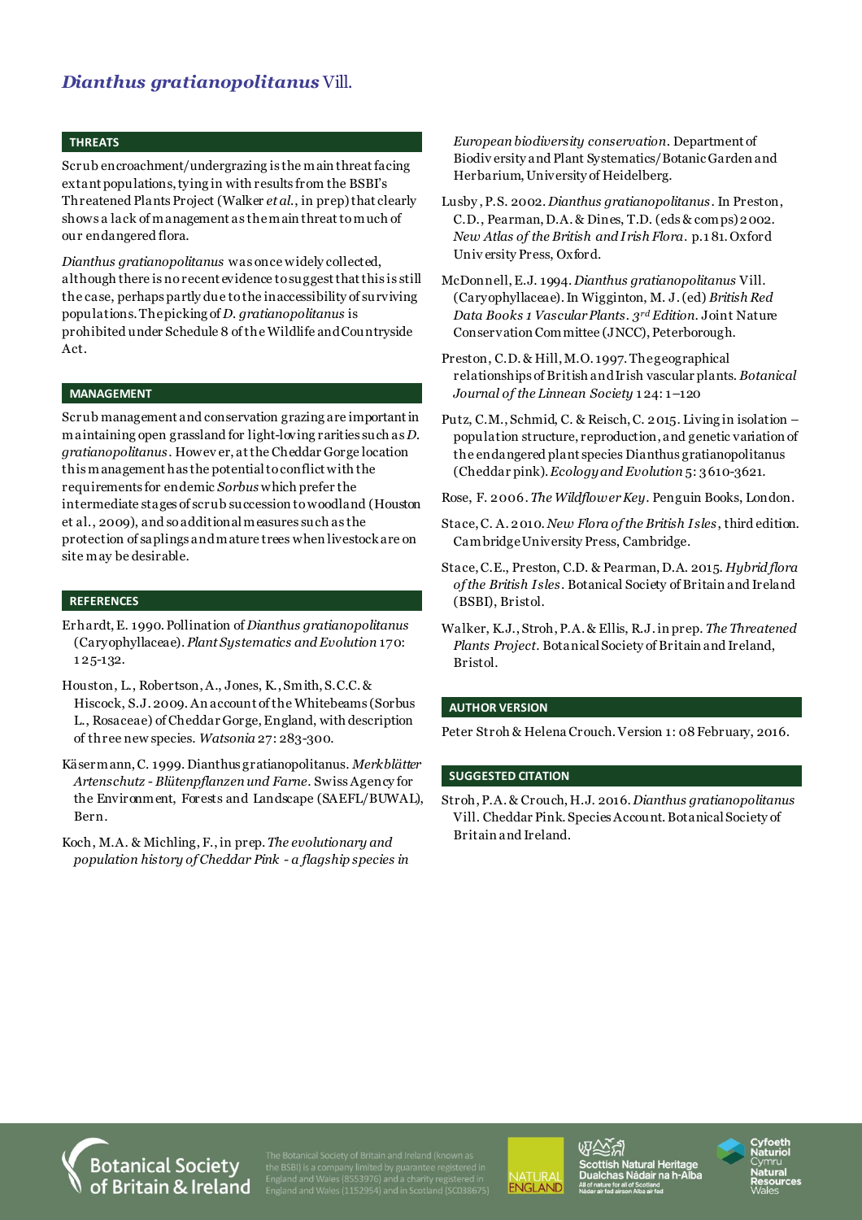# *Dianthus gratianopolitanus* Vill.

## THREATS

Scrub encroachment/undergrazing is the main threat facing extant populations, tying in with results from the BSBI's Threatened Plants Project (Walker *et al.*, in prep) that clearly shows a lack of management as the main threat to much of our endangered flora.

*Dianthus gratianopolitanus* was once widely collected, although there is no recent evidence to suggest that this is still the case, perhaps partly due to the inaccessibility of surviving populations. The picking of *D. gratianopolitanus* is prohibited under Schedule 8 of the Wildlife and Countryside Act.

## MANAGEMENT

Scrub management and conservation grazing are important in maintaining open grassland for light-loving rarities such as *D. gratianopolitanus*. However, at the Cheddar Gorge location this management has the potential to conflict with the requirements for endemic *Sorbus* which prefer the intermediate stages of scrub succession to woodland (Houston et al., 2009), and so additional measures such as the protection of saplings and mature trees when livestock are on site may be desirable.

## REFERENCES

Erhardt, E. 1990. Pollination of *Dianthus gratianopolitanus* (Caryophyllaceae). *Plant Systematics and Evolution* 170: 125-132.

Houston, L., Robertson, A., Jones, K., Smith, S.C.C. & Hiscock, S.J. 2009. An account of the Whitebeams (Sorbus L., Rosaceae) of Cheddar Gorge, England, with description of three new species. *Watsonia* 27: 283-300.

Käsermann, C. 1999. Dianthus gratianopolitanus. *Merkblätter Artenschutz - Blütenpflanzen und Farne*. Swiss Agency for the Environment, Forests and Landscape (SAEFL/BUWAL), Bern.

Koch, M.A. & Michling, F., in prep. *The evolutionary and population history of Cheddar Pink - a flagship species in European biodiversity conservation*. Department of Biodiversity and Plant Systematics/Botanic Garden and Herbarium, University of Heidelberg.

Lusby, P.S. 2002. *Dianthus gratianopolitanus*. In Preston, C.D., Pearman, D.A. & Dines, T.D. (eds & comps) 2002. *New Atlas of the British and Irish Flora*. p.181. Oxford University Press, Oxford.

McDonnell, E.J. 1994. *Dianthus gratianopolitanus* Vill. (Caryophyllaceae). In Wigginton, M. J. (ed) *British Red Data Books 1 Vascular Plants*. *3rd Edition*. Joint Nature Conservation Committee (JNCC), Peterborough.

Preston, C.D. & Hill, M.O. 1997. The geographical relationships of British and Irish vascular plants. *Botanical Journal of the Linnean Society* 124: 1–120

Putz, C.M., Schmid, C. & Reisch, C. 2015. Living in isolation – population structure, reproduction, and genetic variation of the endangered plant species Dianthus gratianopolitanus (Cheddar pink). *Ecology and Evolution* 5: 3610-3621.

Rose, F. 2006. *The Wildflower Key*. Penguin Books, London.

Stace, C. A. 2010. *New Flora of the British Isles*, third edition. Cambridge University Press, Cambridge.

Stace, C.E., Preston, C.D. & Pearman, D.A. 2015. *Hybrid flora of the British Isles*. Botanical Society of Britain and Ireland (BSBI), Bristol.

Walker, K.J., Stroh, P.A. & Ellis, R.J. in prep. *The Threatened Plants Project*. Botanical Society of Britain and Ireland, Bristol.

## AUTHOR VERSION

Peter Stroh & Helena Crouch. Version 1: 08 February, 2016.

## SUGGESTED CITATION

Stroh, P.A. & Crouch, H.J. 2016. *Dianthus gratianopolitanus* Vill. Cheddar Pink. Species Account. Botanical Society of Britain and Ireland.